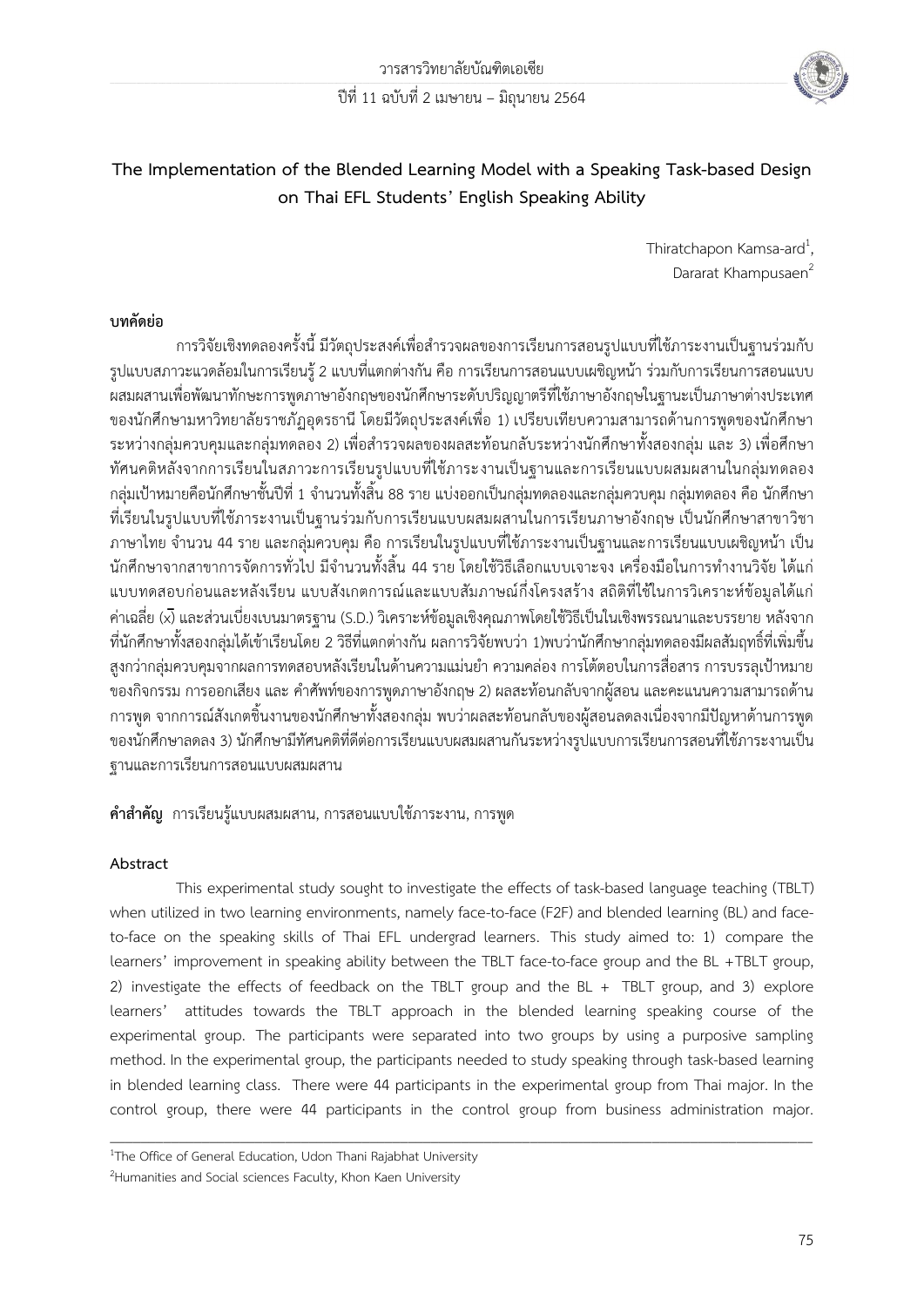# The Implementation of the Blended Learning Model with a Speaking Task-based Design on Thai EFL Students' English Speaking Ability

Thiratchapon Kamsa-ard[1],
Dararat Khampusaen[2]

## บทคัดย่อ

การวิจัยเชิงทดลองครั้งนี้ มีวัตถุประสงค์เพื่อสำรวจผลของการเรียนการสอนรูปแบบที่ใช้ภาระงานเป็นฐานร่วมกับรูปแบบสภาวะแวดล้อมในการเรียนรู้ 2 แบบที่แตกต่างกัน คือ การเรียนการสอนแบบเผชิญหน้า ร่วมกับการเรียนการสอนแบบผสมผสานเพื่อพัฒนาทักษะการพูดภาษาอังกฤษของนักศึกษาระดับปริญญาตรีที่ใช้ภาษาอังกฤษในฐานะเป็นภาษาต่างประเทศของนักศึกษามหาวิทยาลัยราชภัฏอุดรธานี โดยมีวัตถุประสงค์เพื่อ 1) เปรียบเทียบความสามารถด้านการพูดของนักศึกษาระหว่างกลุ่มควบคุมและกลุ่มทดลอง 2) เพื่อสำรวจผลของผลสะท้อนกลับระหว่างนักศึกษาทั้งสองกลุ่ม และ 3) เพื่อศึกษาทัศนคติหลังจากการเรียนในสภาวะการเรียนรูปแบบที่ใช้ภาระงานเป็นฐานและการเรียนแบบผสมผสานในกลุ่มทดลอง กลุ่มเป้าหมายคือนักศึกษาชั้นปีที่ 1 จำนวนทั้งสิ้น 88 ราย แบ่งออกเป็นกลุ่มทดลองและกลุ่มควบคุม กลุ่มทดลอง คือ นักศึกษาที่เรียนในรูปแบบที่ใช้ภาระงานเป็นฐานร่วมกับการเรียนแบบผสมผสานในการเรียนภาษาอังกฤษ เป็นนักศึกษาสาขาวิชาภาษาไทย จำนวน 44 ราย และกลุ่มควบคุม คือ การเรียนในรูปแบบที่ใช้ภาระงานเป็นฐานและการเรียนแบบเผชิญหน้า เป็นนักศึกษาจากสาขาการจัดการทั่วไป มีจำนวนทั้งสิ้น 44 ราย โดยใช้วิธีเลือกแบบเจาะจง เครื่องมือในการทำงานวิจัย ได้แก่ แบบทดสอบก่อนและหลังเรียน แบบสังเกตการณ์และแบบสัมภาษณ์กึ่งโครงสร้าง สถิติที่ใช้ในการวิเคราะห์ข้อมูลได้แก่ ค่าเฉลี่ย ($\bar{x}$) และส่วนเบี่ยงเบนมาตรฐาน (S.D.) วิเคราะห์ข้อมูลเชิงคุณภาพโดยใช้วิธีเป็นในเชิงพรรณนาและบรรยาย หลังจากที่นักศึกษาทั้งสองกลุ่มได้เข้าเรียนโดย 2 วิธีที่แตกต่างกัน ผลการวิจัยพบว่า 1)พบว่านักศึกษากลุ่มทดลองมีผลสัมฤทธิ์ที่เพิ่มขึ้นสูงกว่ากลุ่มควบคุมจากผลการทดสอบหลังเรียนในด้านความแม่นยำ ความคล่อง การโต้ตอบในการสื่อสาร การบรรลุเป้าหมายของกิจกรรม การออกเสียง และ คำศัพท์ของการพูดภาษาอังกฤษ 2) ผลสะท้อนกลับจากผู้สอน และคะแนนความสามารถด้านการพูด จากการสังเกตชิ้นงานของนักศึกษาทั้งสองกลุ่ม พบว่าผลสะท้อนกลับของผู้สอนลดลงเนื่องจากมีปัญหาด้านการพูดของนักศึกษาลดลง 3) นักศึกษามีทัศนคติที่ดีต่อการเรียนแบบผสมผสานกันระหว่างรูปแบบการเรียนการสอนที่ใช้ภาระงานเป็นฐานและการเรียนการสอนแบบผสมผสาน

**คำสำคัญ** การเรียนรู้แบบผสมผสาน, การสอนแบบใช้ภาระงาน, การพูด

## Abstract

This experimental study sought to investigate the effects of task-based language teaching (TBLT) when utilized in two learning environments, namely face-to-face (F2F) and blended learning (BL) and face-to-face on the speaking skills of Thai EFL undergrad learners. This study aimed to: 1) compare the learners' improvement in speaking ability between the TBLT face-to-face group and the BL +TBLT group, 2) investigate the effects of feedback on the TBLT group and the BL + TBLT group, and 3) explore learners' attitudes towards the TBLT approach in the blended learning speaking course of the experimental group. The participants were separated into two groups by using a purposive sampling method. In the experimental group, the participants needed to study speaking through task-based learning in blended learning class. There were 44 participants in the experimental group from Thai major. In the control group, there were 44 participants in the control group from business administration major.

---

[1]The Office of General Education, Udon Thani Rajabhat University

[2]Humanities and Social sciences Faculty, Khon Kaen University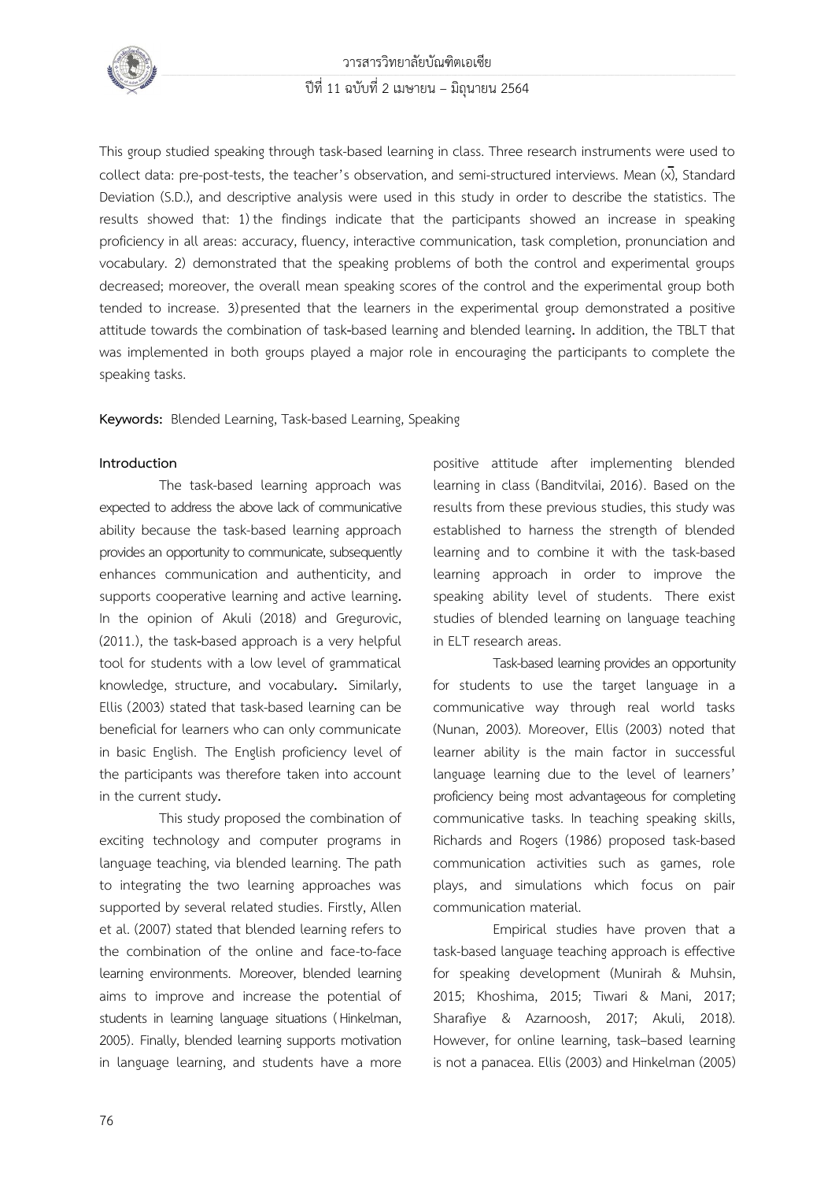This group studied speaking through task-based learning in class. Three research instruments were used to collect data: pre-post-tests, the teacher's observation, and semi-structured interviews. Mean ($\bar{x}$), Standard Deviation (S.D.), and descriptive analysis were used in this study in order to describe the statistics. The results showed that: 1) the findings indicate that the participants showed an increase in speaking proficiency in all areas: accuracy, fluency, interactive communication, task completion, pronunciation and vocabulary. 2) demonstrated that the speaking problems of both the control and experimental groups decreased; moreover, the overall mean speaking scores of the control and the experimental group both tended to increase. 3) presented that the learners in the experimental group demonstrated a positive attitude towards the combination of task-based learning and blended learning. In addition, the TBLT that was implemented in both groups played a major role in encouraging the participants to complete the speaking tasks.

**Keywords:** Blended Learning, Task-based Learning, Speaking

## Introduction

The task-based learning approach was expected to address the above lack of communicative ability because the task-based learning approach provides an opportunity to communicate, subsequently enhances communication and authenticity, and supports cooperative learning and active learning. In the opinion of Akuli (2018) and Gregurovic, (2011.), the task-based approach is a very helpful tool for students with a low level of grammatical knowledge, structure, and vocabulary. Similarly, Ellis (2003) stated that task-based learning can be beneficial for learners who can only communicate in basic English. The English proficiency level of the participants was therefore taken into account in the current study.

This study proposed the combination of exciting technology and computer programs in language teaching, via blended learning. The path to integrating the two learning approaches was supported by several related studies. Firstly, Allen et al. (2007) stated that blended learning refers to the combination of the online and face-to-face learning environments. Moreover, blended learning aims to improve and increase the potential of students in learning language situations (Hinkelman, 2005). Finally, blended learning supports motivation in language learning, and students have a more positive attitude after implementing blended learning in class (Banditvilai, 2016). Based on the results from these previous studies, this study was established to harness the strength of blended learning and to combine it with the task-based learning approach in order to improve the speaking ability level of students. There exist studies of blended learning on language teaching in ELT research areas.

Task-based learning provides an opportunity for students to use the target language in a communicative way through real world tasks (Nunan, 2003). Moreover, Ellis (2003) noted that learner ability is the main factor in successful language learning due to the level of learners' proficiency being most advantageous for completing communicative tasks. In teaching speaking skills, Richards and Rogers (1986) proposed task-based communication activities such as games, role plays, and simulations which focus on pair communication material.

Empirical studies have proven that a task-based language teaching approach is effective for speaking development (Munirah & Muhsin, 2015; Khoshima, 2015; Tiwari & Mani, 2017; Sharafiye & Azarnoosh, 2017; Akuli, 2018). However, for online learning, task–based learning is not a panacea. Ellis (2003) and Hinkelman (2005)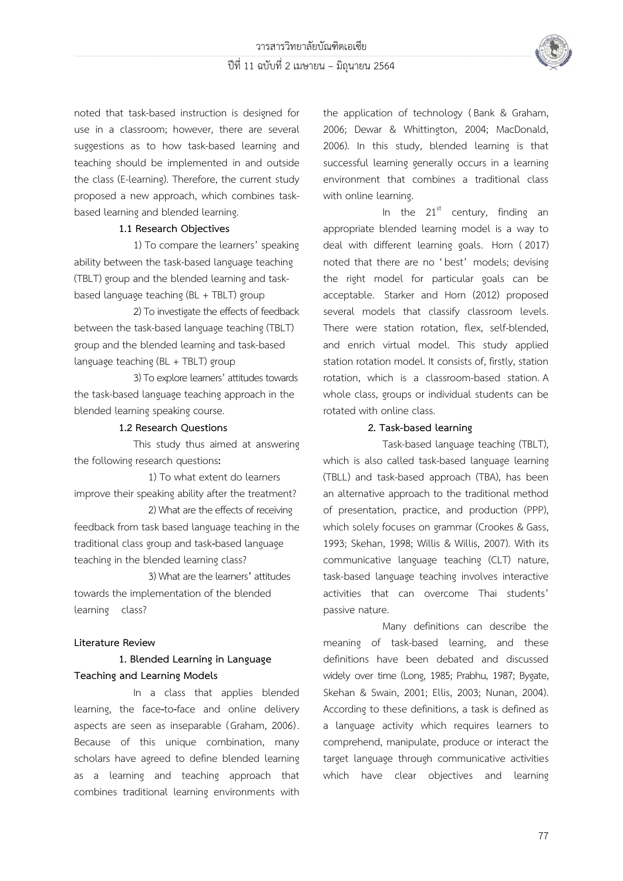noted that task-based instruction is designed for use in a classroom; however, there are several suggestions as to how task-based learning and teaching should be implemented in and outside the class (E-learning). Therefore, the current study proposed a new approach, which combines task-based learning and blended learning.

### 1.1 Research Objectives

1) To compare the learners' speaking ability between the task-based language teaching (TBLT) group and the blended learning and task-based language teaching (BL + TBLT) group

2) To investigate the effects of feedback between the task-based language teaching (TBLT) group and the blended learning and task-based language teaching (BL + TBLT) group

3) To explore learners' attitudes towards the task-based language teaching approach in the blended learning speaking course.

### 1.2 Research Questions

This study thus aimed at answering the following research questions**:**

1) To what extent do learners improve their speaking ability after the treatment?

2) What are the effects of receiving feedback from task based language teaching in the traditional class group and task-based language teaching in the blended learning class?

3) What are the learners' attitudes towards the implementation of the blended learning class?

## Literature Review

### 1. Blended Learning in Language Teaching and Learning Models

In a class that applies blended learning, the face-to-face and online delivery aspects are seen as inseparable (Graham, 2006). Because of this unique combination, many scholars have agreed to define blended learning as a learning and teaching approach that combines traditional learning environments with the application of technology (Bank & Graham, 2006; Dewar & Whittington, 2004; MacDonald, 2006). In this study, blended learning is that successful learning generally occurs in a learning environment that combines a traditional class with online learning.

In the $21^{st}$ century, finding an appropriate blended learning model is a way to deal with different learning goals. Horn (2017) noted that there are no 'best' models; devising the right model for particular goals can be acceptable. Starker and Horn (2012) proposed several models that classify classroom levels. There were station rotation, flex, self-blended, and enrich virtual model. This study applied station rotation model. It consists of, firstly, station rotation, which is a classroom-based station. A whole class, groups or individual students can be rotated with online class.

### 2. Task-based learning

Task-based language teaching (TBLT), which is also called task-based language learning (TBLL) and task-based approach (TBA), has been an alternative approach to the traditional method of presentation, practice, and production (PPP), which solely focuses on grammar (Crookes & Gass, 1993; Skehan, 1998; Willis & Willis, 2007). With its communicative language teaching (CLT) nature, task-based language teaching involves interactive activities that can overcome Thai students' passive nature.

Many definitions can describe the meaning of task-based learning, and these definitions have been debated and discussed widely over time (Long, 1985; Prabhu, 1987; Bygate, Skehan & Swain, 2001; Ellis, 2003; Nunan, 2004). According to these definitions, a task is defined as a language activity which requires learners to comprehend, manipulate, produce or interact the target language through communicative activities which have clear objectives and learning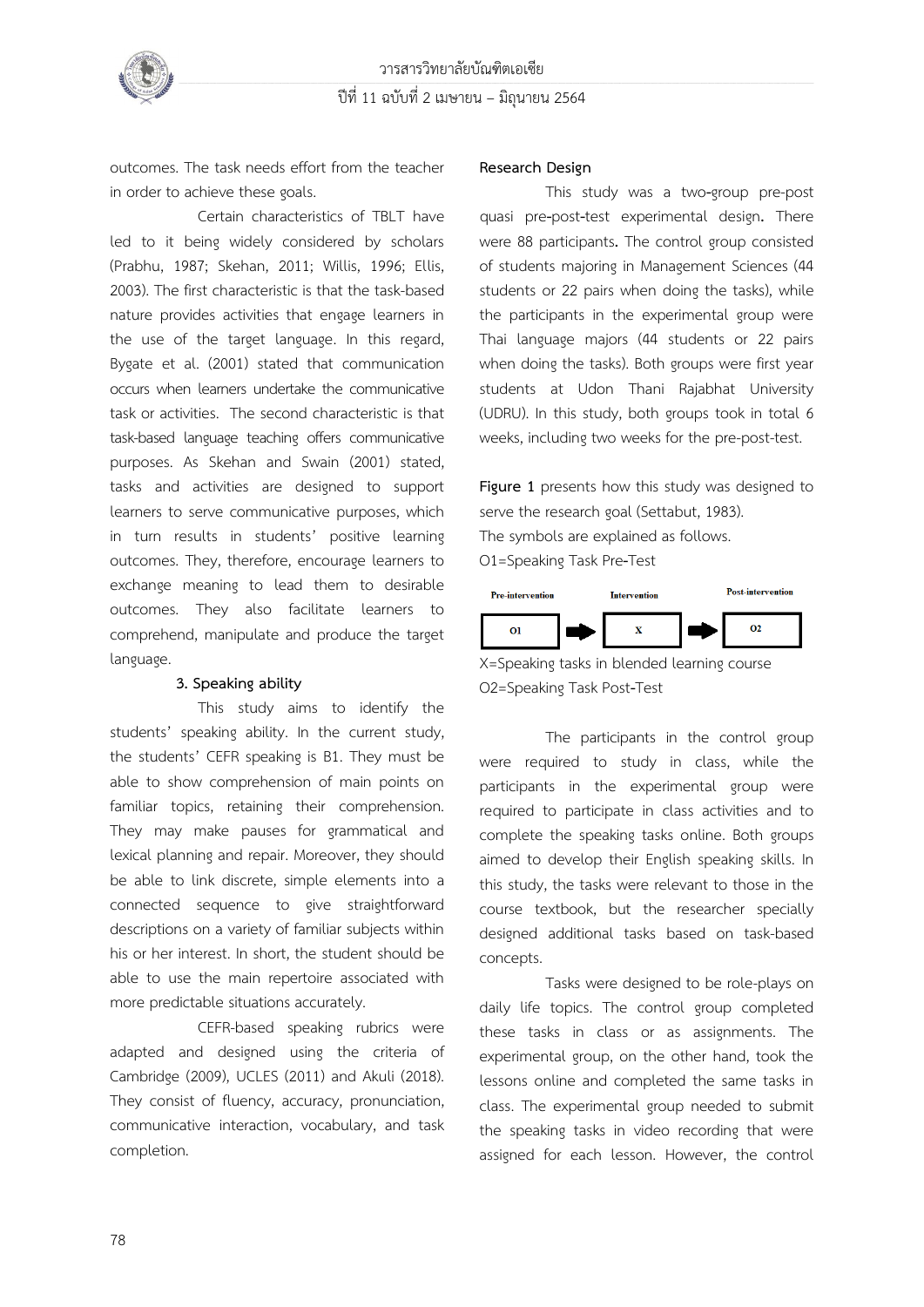outcomes. The task needs effort from the teacher in order to achieve these goals.

Certain characteristics of TBLT have led to it being widely considered by scholars (Prabhu, 1987; Skehan, 2011; Willis, 1996; Ellis, 2003). The first characteristic is that the task-based nature provides activities that engage learners in the use of the target language. In this regard, Bygate et al. (2001) stated that communication occurs when learners undertake the communicative task or activities. The second characteristic is that task-based language teaching offers communicative purposes. As Skehan and Swain (2001) stated, tasks and activities are designed to support learners to serve communicative purposes, which in turn results in students' positive learning outcomes. They, therefore, encourage learners to exchange meaning to lead them to desirable outcomes. They also facilitate learners to comprehend, manipulate and produce the target language.

### 3. Speaking ability

This study aims to identify the students' speaking ability. In the current study, the students' CEFR speaking is B1. They must be able to show comprehension of main points on familiar topics, retaining their comprehension. They may make pauses for grammatical and lexical planning and repair. Moreover, they should be able to link discrete, simple elements into a connected sequence to give straightforward descriptions on a variety of familiar subjects within his or her interest. In short, the student should be able to use the main repertoire associated with more predictable situations accurately.

CEFR-based speaking rubrics were adapted and designed using the criteria of Cambridge (2009), UCLES (2011) and Akuli (2018). They consist of fluency, accuracy, pronunciation, communicative interaction, vocabulary, and task completion.

## Research Design

This study was a two-group pre-post quasi pre-post-test experimental design**.** There were 88 participants**.** The control group consisted of students majoring in Management Sciences (44 students or 22 pairs when doing the tasks), while the participants in the experimental group were Thai language majors (44 students or 22 pairs when doing the tasks). Both groups were first year students at Udon Thani Rajabhat University (UDRU). In this study, both groups took in total 6 weeks, including two weeks for the pre-post-test.

**Figure 1** presents how this study was designed to serve the research goal (Settabut, 1983).

The symbols are explained as follows.

O1=Speaking Task Pre-Test

| Pre-intervention | | Intervention | | Post-intervention |
|---|---|---|---|---|
| O1 | → | X | → | O2 |

X=Speaking tasks in blended learning course

O2=Speaking Task Post-Test

The participants in the control group were required to study in class, while the participants in the experimental group were required to participate in class activities and to complete the speaking tasks online. Both groups aimed to develop their English speaking skills. In this study, the tasks were relevant to those in the course textbook, but the researcher specially designed additional tasks based on task-based concepts.

Tasks were designed to be role-plays on daily life topics. The control group completed these tasks in class or as assignments. The experimental group, on the other hand, took the lessons online and completed the same tasks in class. The experimental group needed to submit the speaking tasks in video recording that were assigned for each lesson. However, the control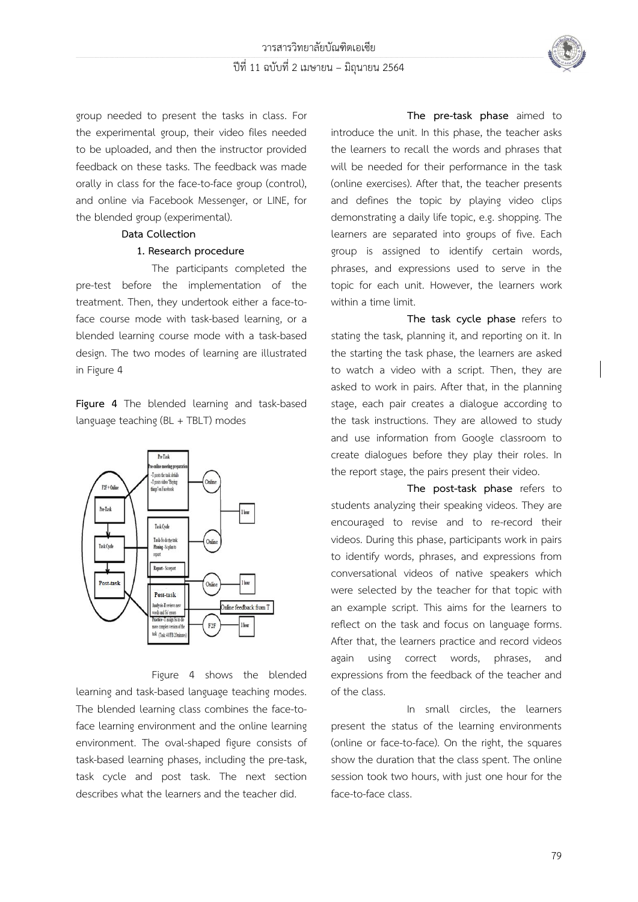group needed to present the tasks in class. For the experimental group, their video files needed to be uploaded, and then the instructor provided feedback on these tasks. The feedback was made orally in class for the face-to-face group (control), and online via Facebook Messenger, or LINE, for the blended group (experimental).

**Data Collection**

**1. Research procedure**

The participants completed the pre-test before the implementation of the treatment. Then, they undertook either a face-to-face course mode with task-based learning, or a blended learning course mode with a task-based design. The two modes of learning are illustrated in Figure 4

**Figure 4** The blended learning and task-based language teaching (BL + TBLT) modes

Figure 4 shows the blended learning and task-based language teaching modes. The blended learning class combines the face-to-face learning environment and the online learning environment. The oval-shaped figure consists of task-based learning phases, including the pre-task, task cycle and post task. The next section describes what the learners and the teacher did.

**The pre-task phase** aimed to introduce the unit. In this phase, the teacher asks the learners to recall the words and phrases that will be needed for their performance in the task (online exercises). After that, the teacher presents and defines the topic by playing video clips demonstrating a daily life topic, e.g. shopping. The learners are separated into groups of five. Each group is assigned to identify certain words, phrases, and expressions used to serve in the topic for each unit. However, the learners work within a time limit.

**The task cycle phase** refers to stating the task, planning it, and reporting on it. In the starting the task phase, the learners are asked to watch a video with a script. Then, they are asked to work in pairs. After that, in the planning stage, each pair creates a dialogue according to the task instructions. They are allowed to study and use information from Google classroom to create dialogues before they play their roles. In the report stage, the pairs present their video.

**The post-task phase** refers to students analyzing their speaking videos. They are encouraged to revise and to re-record their videos. During this phase, participants work in pairs to identify words, phrases, and expressions from conversational videos of native speakers which were selected by the teacher for that topic with an example script. This aims for the learners to reflect on the task and focus on language forms. After that, the learners practice and record videos again using correct words, phrases, and expressions from the feedback of the teacher and of the class.

In small circles, the learners present the status of the learning environments (online or face-to-face). On the right, the squares show the duration that the class spent. The online session took two hours, with just one hour for the face-to-face class.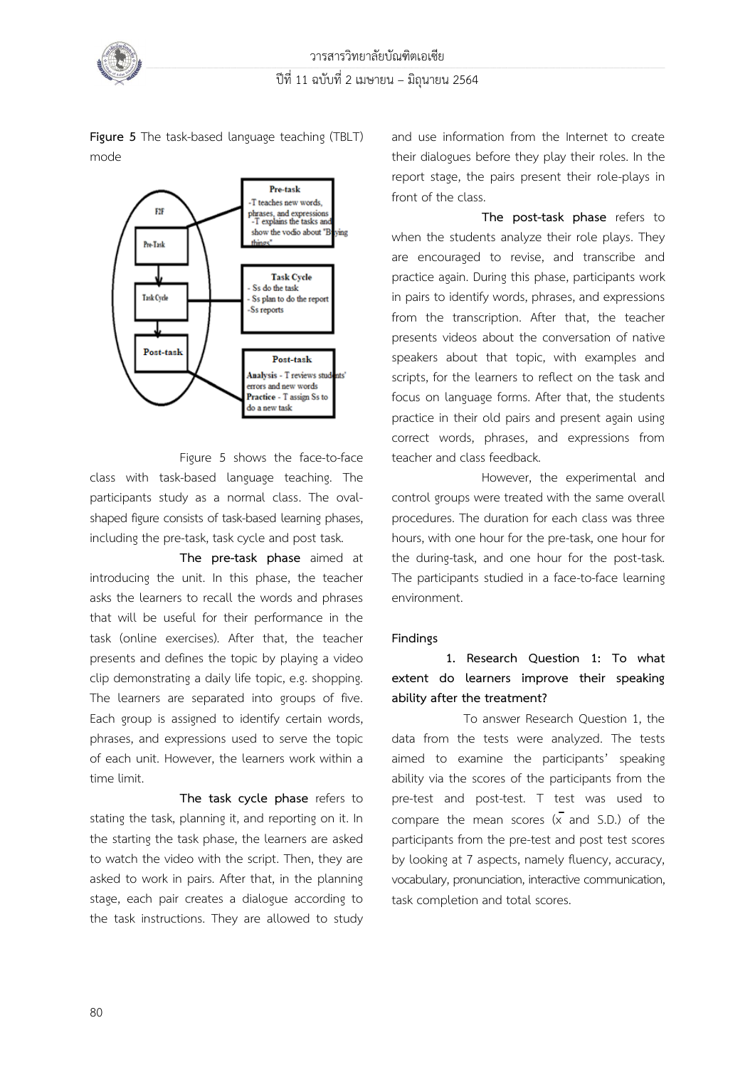**Figure 5** The task-based language teaching (TBLT) mode

Figure 5 shows the face-to-face class with task-based language teaching. The participants study as a normal class. The oval-shaped figure consists of task-based learning phases, including the pre-task, task cycle and post task.

**The pre-task phase** aimed at introducing the unit. In this phase, the teacher asks the learners to recall the words and phrases that will be useful for their performance in the task (online exercises). After that, the teacher presents and defines the topic by playing a video clip demonstrating a daily life topic, e.g. shopping. The learners are separated into groups of five. Each group is assigned to identify certain words, phrases, and expressions used to serve the topic of each unit. However, the learners work within a time limit.

**The task cycle phase** refers to stating the task, planning it, and reporting on it. In the starting the task phase, the learners are asked to watch the video with the script. Then, they are asked to work in pairs. After that, in the planning stage, each pair creates a dialogue according to the task instructions. They are allowed to study and use information from the Internet to create their dialogues before they play their roles. In the report stage, the pairs present their role-plays in front of the class.

**The post-task phase** refers to when the students analyze their role plays. They are encouraged to revise, and transcribe and practice again. During this phase, participants work in pairs to identify words, phrases, and expressions from the transcription. After that, the teacher presents videos about the conversation of native speakers about that topic, with examples and scripts, for the learners to reflect on the task and focus on language forms. After that, the students practice in their old pairs and present again using correct words, phrases, and expressions from teacher and class feedback.

However, the experimental and control groups were treated with the same overall procedures. The duration for each class was three hours, with one hour for the pre-task, one hour for the during-task, and one hour for the post-task. The participants studied in a face-to-face learning environment.

## Findings

**1. Research Question 1: To what extent do learners improve their speaking ability after the treatment?**

To answer Research Question 1, the data from the tests were analyzed. The tests aimed to examine the participants' speaking ability via the scores of the participants from the pre-test and post-test. T test was used to compare the mean scores ($\bar{x}$ and S.D.) of the participants from the pre-test and post test scores by looking at 7 aspects, namely fluency, accuracy, vocabulary, pronunciation, interactive communication, task completion and total scores.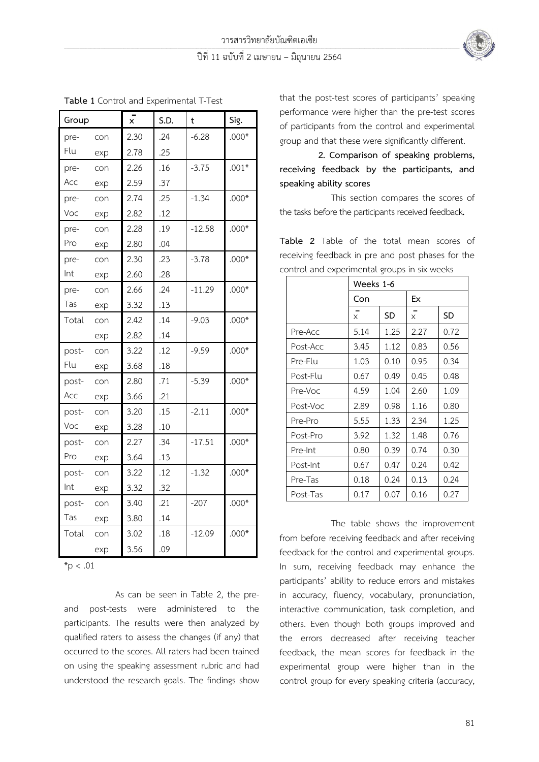**Table 1** Control and Experimental T-Test

| Group | | $\bar{x}$ | S.D. | t | Sig. |
|---|---|---|---|---|---|
| pre-Flu | con | 2.30 | .24 | -6.28 | .000* |
| | exp | 2.78 | .25 | | |
| pre-Acc | con | 2.26 | .16 | -3.75 | .001* |
| | exp | 2.59 | .37 | | |
| pre-Voc | con | 2.74 | .25 | -1.34 | .000* |
| | exp | 2.82 | .12 | | |
| pre-Pro | con | 2.28 | .19 | -12.58 | .000* |
| | exp | 2.80 | .04 | | |
| pre-Int | con | 2.30 | .23 | -3.78 | .000* |
| | exp | 2.60 | .28 | | |
| pre-Tas | con | 2.66 | .24 | -11.29 | .000* |
| | exp | 3.32 | .13 | | |
| Total | con | 2.42 | .14 | -9.03 | .000* |
| | exp | 2.82 | .14 | | |
| post-Flu | con | 3.22 | .12 | -9.59 | .000* |
| | exp | 3.68 | .18 | | |
| post-Acc | con | 2.80 | .71 | -5.39 | .000* |
| | exp | 3.66 | .21 | | |
| post-Voc | con | 3.20 | .15 | -2.11 | .000* |
| | exp | 3.28 | .10 | | |
| post-Pro | con | 2.27 | .34 | -17.51 | .000* |
| | exp | 3.64 | .13 | | |
| post-Int | con | 3.22 | .12 | -1.32 | .000* |
| | exp | 3.32 | .32 | | |
| post-Tas | con | 3.40 | .21 | -207 | .000* |
| | exp | 3.80 | .14 | | |
| Total | con | 3.02 | .18 | -12.09 | .000* |
| | exp | 3.56 | .09 | | |

*$p < .01$

As can be seen in Table 2, the pre- and post-tests were administered to the participants. The results were then analyzed by qualified raters to assess the changes (if any) that occurred to the scores. All raters had been trained on using the speaking assessment rubric and had understood the research goals. The findings show that the post-test scores of participants' speaking performance were higher than the pre-test scores of participants from the control and experimental group and that these were significantly different.

**2. Comparison of speaking problems, receiving feedback by the participants, and speaking ability scores**

This section compares the scores of the tasks before the participants received feedback**.**

**Table 2** Table of the total mean scores of receiving feedback in pre and post phases for the control and experimental groups in six weeks

| | Weeks 1-6 | | | |
|---|---|---|---|---|
| | Con | | Ex | |
| | $\bar{x}$ | SD | $\bar{x}$ | SD |
| Pre-Acc | 5.14 | 1.25 | 2.27 | 0.72 |
| Post-Acc | 3.45 | 1.12 | 0.83 | 0.56 |
| Pre-Flu | 1.03 | 0.10 | 0.95 | 0.34 |
| Post-Flu | 0.67 | 0.49 | 0.45 | 0.48 |
| Pre-Voc | 4.59 | 1.04 | 2.60 | 1.09 |
| Post-Voc | 2.89 | 0.98 | 1.16 | 0.80 |
| Pre-Pro | 5.55 | 1.33 | 2.34 | 1.25 |
| Post-Pro | 3.92 | 1.32 | 1.48 | 0.76 |
| Pre-Int | 0.80 | 0.39 | 0.74 | 0.30 |
| Post-Int | 0.67 | 0.47 | 0.24 | 0.42 |
| Pre-Tas | 0.18 | 0.24 | 0.13 | 0.24 |
| Post-Tas | 0.17 | 0.07 | 0.16 | 0.27 |

The table shows the improvement from before receiving feedback and after receiving feedback for the control and experimental groups. In sum, receiving feedback may enhance the participants' ability to reduce errors and mistakes in accuracy, fluency, vocabulary, pronunciation, interactive communication, task completion, and others. Even though both groups improved and the errors decreased after receiving teacher feedback, the mean scores for feedback in the experimental group were higher than in the control group for every speaking criteria (accuracy,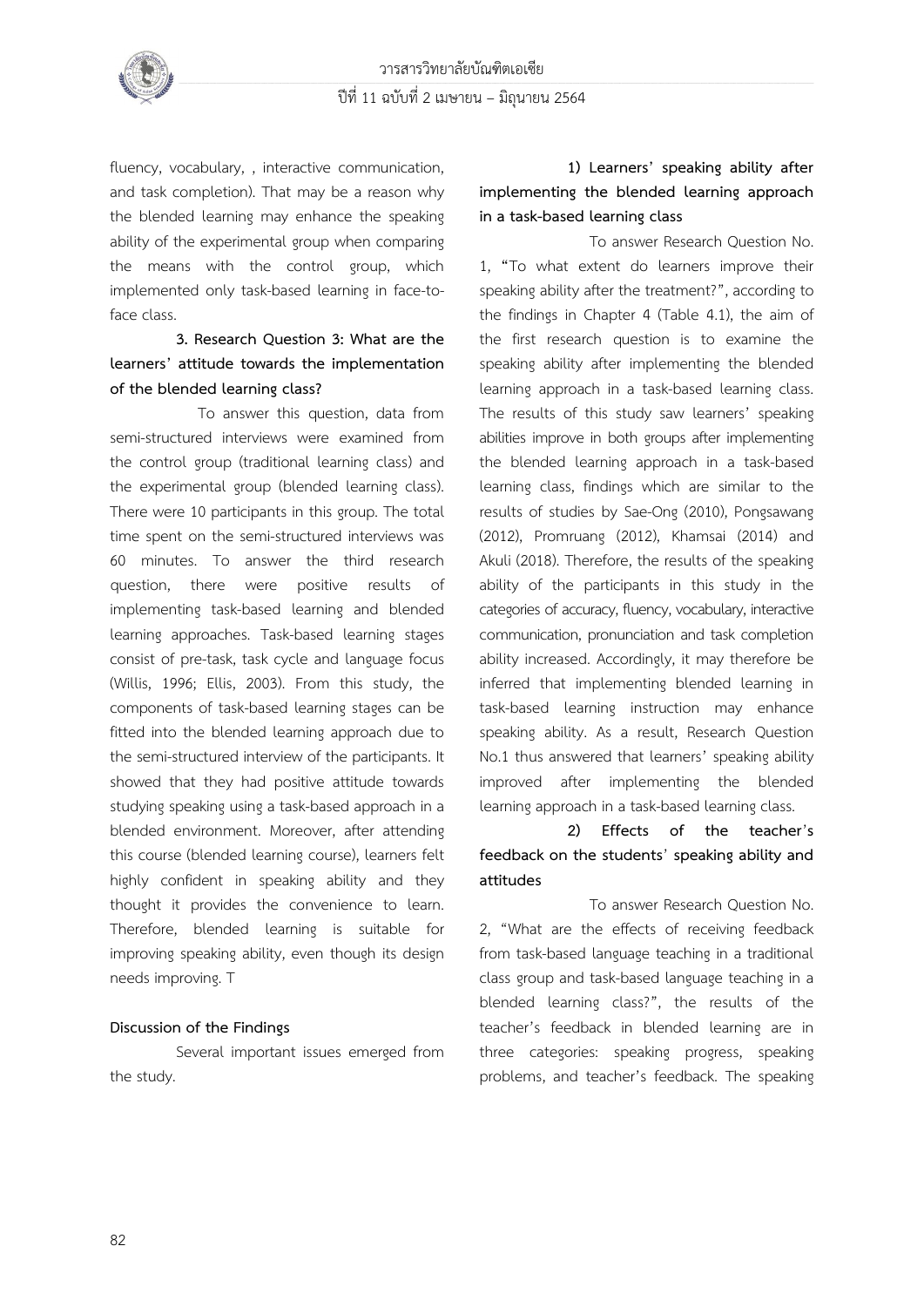fluency, vocabulary, , interactive communication, and task completion). That may be a reason why the blended learning may enhance the speaking ability of the experimental group when comparing the means with the control group, which implemented only task-based learning in face-to-face class.

**3. Research Question 3: What are the learners' attitude towards the implementation of the blended learning class?**

To answer this question, data from semi-structured interviews were examined from the control group (traditional learning class) and the experimental group (blended learning class). There were 10 participants in this group. The total time spent on the semi-structured interviews was 60 minutes. To answer the third research question, there were positive results of implementing task-based learning and blended learning approaches. Task-based learning stages consist of pre-task, task cycle and language focus (Willis, 1996; Ellis, 2003). From this study, the components of task-based learning stages can be fitted into the blended learning approach due to the semi-structured interview of the participants. It showed that they had positive attitude towards studying speaking using a task-based approach in a blended environment. Moreover, after attending this course (blended learning course), learners felt highly confident in speaking ability and they thought it provides the convenience to learn. Therefore, blended learning is suitable for improving speaking ability, even though its design needs improving. T

**Discussion of the Findings**

Several important issues emerged from the study.

**1) Learners' speaking ability after implementing the blended learning approach in a task-based learning class**

To answer Research Question No. 1, "To what extent do learners improve their speaking ability after the treatment?", according to the findings in Chapter 4 (Table 4.1), the aim of the first research question is to examine the speaking ability after implementing the blended learning approach in a task-based learning class. The results of this study saw learners' speaking abilities improve in both groups after implementing the blended learning approach in a task-based learning class, findings which are similar to the results of studies by Sae-Ong (2010), Pongsawang (2012), Promruang (2012), Khamsai (2014) and Akuli (2018). Therefore, the results of the speaking ability of the participants in this study in the categories of accuracy, fluency, vocabulary, interactive communication, pronunciation and task completion ability increased. Accordingly, it may therefore be inferred that implementing blended learning in task-based learning instruction may enhance speaking ability. As a result, Research Question No.1 thus answered that learners' speaking ability improved after implementing the blended learning approach in a task-based learning class.

**2) Effects of the teacher's feedback on the students' speaking ability and attitudes**

To answer Research Question No. 2, "What are the effects of receiving feedback from task-based language teaching in a traditional class group and task-based language teaching in a blended learning class?", the results of the teacher's feedback in blended learning are in three categories: speaking progress, speaking problems, and teacher's feedback. The speaking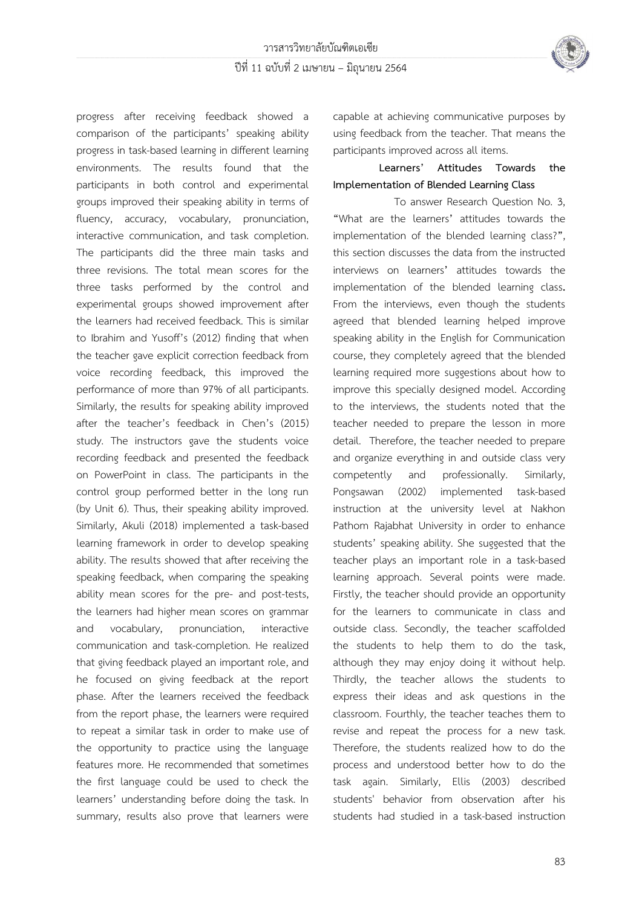progress after receiving feedback showed a comparison of the participants' speaking ability progress in task-based learning in different learning environments. The results found that the participants in both control and experimental groups improved their speaking ability in terms of fluency, accuracy, vocabulary, pronunciation, interactive communication, and task completion. The participants did the three main tasks and three revisions. The total mean scores for the three tasks performed by the control and experimental groups showed improvement after the learners had received feedback. This is similar to Ibrahim and Yusoff's (2012) finding that when the teacher gave explicit correction feedback from voice recording feedback, this improved the performance of more than 97% of all participants. Similarly, the results for speaking ability improved after the teacher's feedback in Chen's (2015) study. The instructors gave the students voice recording feedback and presented the feedback on PowerPoint in class. The participants in the control group performed better in the long run (by Unit 6). Thus, their speaking ability improved. Similarly, Akuli (2018) implemented a task-based learning framework in order to develop speaking ability. The results showed that after receiving the speaking feedback, when comparing the speaking ability mean scores for the pre- and post-tests, the learners had higher mean scores on grammar and vocabulary, pronunciation, interactive communication and task-completion. He realized that giving feedback played an important role, and he focused on giving feedback at the report phase. After the learners received the feedback from the report phase, the learners were required to repeat a similar task in order to make use of the opportunity to practice using the language features more. He recommended that sometimes the first language could be used to check the learners' understanding before doing the task. In summary, results also prove that learners were capable at achieving communicative purposes by using feedback from the teacher. That means the participants improved across all items.

**Learners' Attitudes Towards the Implementation of Blended Learning Class**

To answer Research Question No. 3, "What are the learners' attitudes towards the implementation of the blended learning class?", this section discusses the data from the instructed interviews on learners' attitudes towards the implementation of the blended learning class. From the interviews, even though the students agreed that blended learning helped improve speaking ability in the English for Communication course, they completely agreed that the blended learning required more suggestions about how to improve this specially designed model. According to the interviews, the students noted that the teacher needed to prepare the lesson in more detail. Therefore, the teacher needed to prepare and organize everything in and outside class very competently and professionally. Similarly, Pongsawan (2002) implemented task-based instruction at the university level at Nakhon Pathom Rajabhat University in order to enhance students' speaking ability. She suggested that the teacher plays an important role in a task-based learning approach. Several points were made. Firstly, the teacher should provide an opportunity for the learners to communicate in class and outside class. Secondly, the teacher scaffolded the students to help them to do the task, although they may enjoy doing it without help. Thirdly, the teacher allows the students to express their ideas and ask questions in the classroom. Fourthly, the teacher teaches them to revise and repeat the process for a new task. Therefore, the students realized how to do the process and understood better how to do the task again. Similarly, Ellis (2003) described students' behavior from observation after his students had studied in a task-based instruction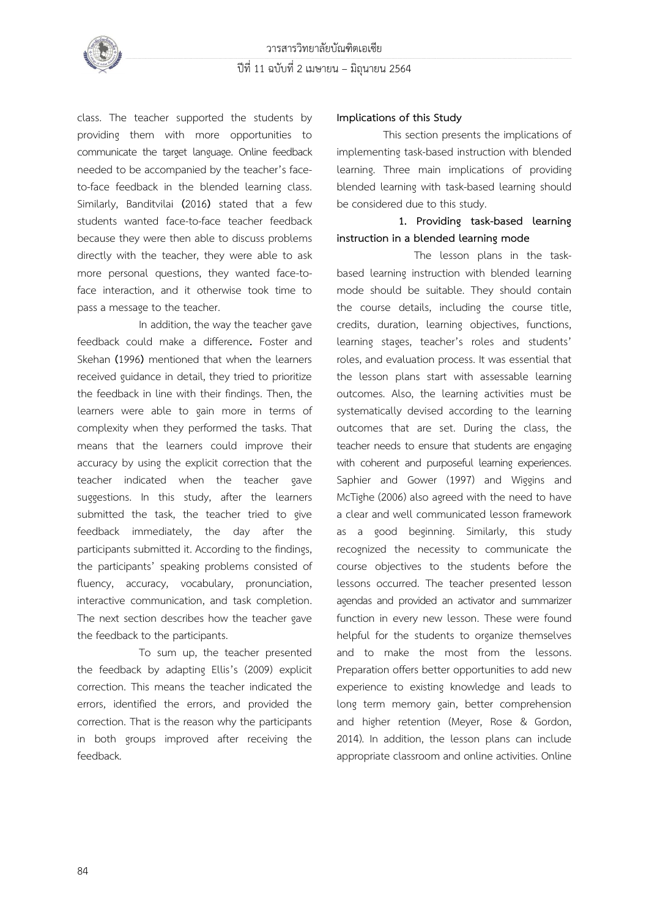class. The teacher supported the students by providing them with more opportunities to communicate the target language. Online feedback needed to be accompanied by the teacher's face-to-face feedback in the blended learning class. Similarly, Banditvilai (2016) stated that a few students wanted face-to-face teacher feedback because they were then able to discuss problems directly with the teacher, they were able to ask more personal questions, they wanted face-to-face interaction, and it otherwise took time to pass a message to the teacher.

In addition, the way the teacher gave feedback could make a difference. Foster and Skehan (1996) mentioned that when the learners received guidance in detail, they tried to prioritize the feedback in line with their findings. Then, the learners were able to gain more in terms of complexity when they performed the tasks. That means that the learners could improve their accuracy by using the explicit correction that the teacher indicated when the teacher gave suggestions. In this study, after the learners submitted the task, the teacher tried to give feedback immediately, the day after the participants submitted it. According to the findings, the participants' speaking problems consisted of fluency, accuracy, vocabulary, pronunciation, interactive communication, and task completion. The next section describes how the teacher gave the feedback to the participants.

To sum up, the teacher presented the feedback by adapting Ellis's (2009) explicit correction. This means the teacher indicated the errors, identified the errors, and provided the correction. That is the reason why the participants in both groups improved after receiving the feedback.

**Implications of this Study**

This section presents the implications of implementing task-based instruction with blended learning. Three main implications of providing blended learning with task-based learning should be considered due to this study.

**1. Providing task-based learning instruction in a blended learning mode**

The lesson plans in the task-based learning instruction with blended learning mode should be suitable. They should contain the course details, including the course title, credits, duration, learning objectives, functions, learning stages, teacher's roles and students' roles, and evaluation process. It was essential that the lesson plans start with assessable learning outcomes. Also, the learning activities must be systematically devised according to the learning outcomes that are set. During the class, the teacher needs to ensure that students are engaging with coherent and purposeful learning experiences. Saphier and Gower (1997) and Wiggins and McTighe (2006) also agreed with the need to have a clear and well communicated lesson framework as a good beginning. Similarly, this study recognized the necessity to communicate the course objectives to the students before the lessons occurred. The teacher presented lesson agendas and provided an activator and summarizer function in every new lesson. These were found helpful for the students to organize themselves and to make the most from the lessons. Preparation offers better opportunities to add new experience to existing knowledge and leads to long term memory gain, better comprehension and higher retention (Meyer, Rose & Gordon, 2014). In addition, the lesson plans can include appropriate classroom and online activities. Online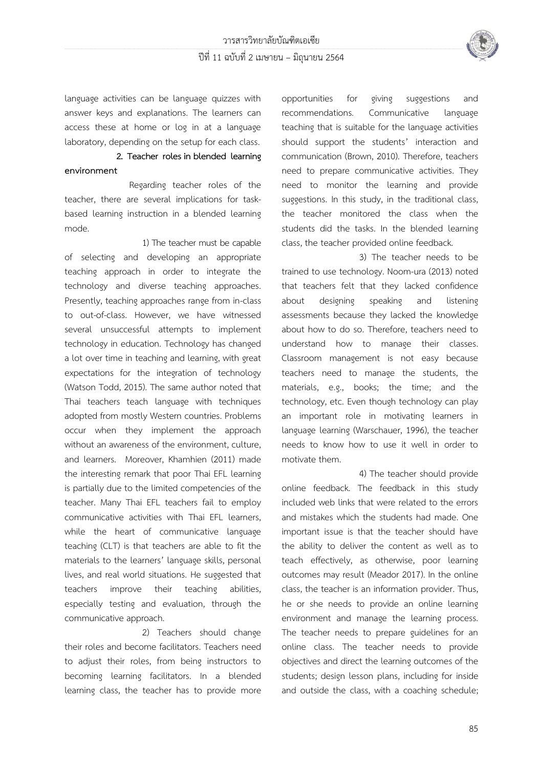language activities can be language quizzes with answer keys and explanations. The learners can access these at home or log in at a language laboratory, depending on the setup for each class.

**2. Teacher roles in blended learning environment**

Regarding teacher roles of the teacher, there are several implications for task-based learning instruction in a blended learning mode.

1) The teacher must be capable of selecting and developing an appropriate teaching approach in order to integrate the technology and diverse teaching approaches. Presently, teaching approaches range from in-class to out-of-class. However, we have witnessed several unsuccessful attempts to implement technology in education. Technology has changed a lot over time in teaching and learning, with great expectations for the integration of technology (Watson Todd, 2015). The same author noted that Thai teachers teach language with techniques adopted from mostly Western countries. Problems occur when they implement the approach without an awareness of the environment, culture, and learners. Moreover, Khamhien (2011) made the interesting remark that poor Thai EFL learning is partially due to the limited competencies of the teacher. Many Thai EFL teachers fail to employ communicative activities with Thai EFL learners, while the heart of communicative language teaching (CLT) is that teachers are able to fit the materials to the learners' language skills, personal lives, and real world situations. He suggested that teachers improve their teaching abilities, especially testing and evaluation, through the communicative approach.

2) Teachers should change their roles and become facilitators. Teachers need to adjust their roles, from being instructors to becoming learning facilitators. In a blended learning class, the teacher has to provide more opportunities for giving suggestions and recommendations. Communicative language teaching that is suitable for the language activities should support the students' interaction and communication (Brown, 2010). Therefore, teachers need to prepare communicative activities. They need to monitor the learning and provide suggestions. In this study, in the traditional class, the teacher monitored the class when the students did the tasks. In the blended learning class, the teacher provided online feedback.

3) The teacher needs to be trained to use technology. Noom-ura (2013) noted that teachers felt that they lacked confidence about designing speaking and listening assessments because they lacked the knowledge about how to do so. Therefore, teachers need to understand how to manage their classes. Classroom management is not easy because teachers need to manage the students, the materials, e.g., books; the time; and the technology, etc. Even though technology can play an important role in motivating learners in language learning (Warschauer, 1996), the teacher needs to know how to use it well in order to motivate them.

4) The teacher should provide online feedback. The feedback in this study included web links that were related to the errors and mistakes which the students had made. One important issue is that the teacher should have the ability to deliver the content as well as to teach effectively, as otherwise, poor learning outcomes may result (Meador 2017). In the online class, the teacher is an information provider. Thus, he or she needs to provide an online learning environment and manage the learning process. The teacher needs to prepare guidelines for an online class. The teacher needs to provide objectives and direct the learning outcomes of the students; design lesson plans, including for inside and outside the class, with a coaching schedule;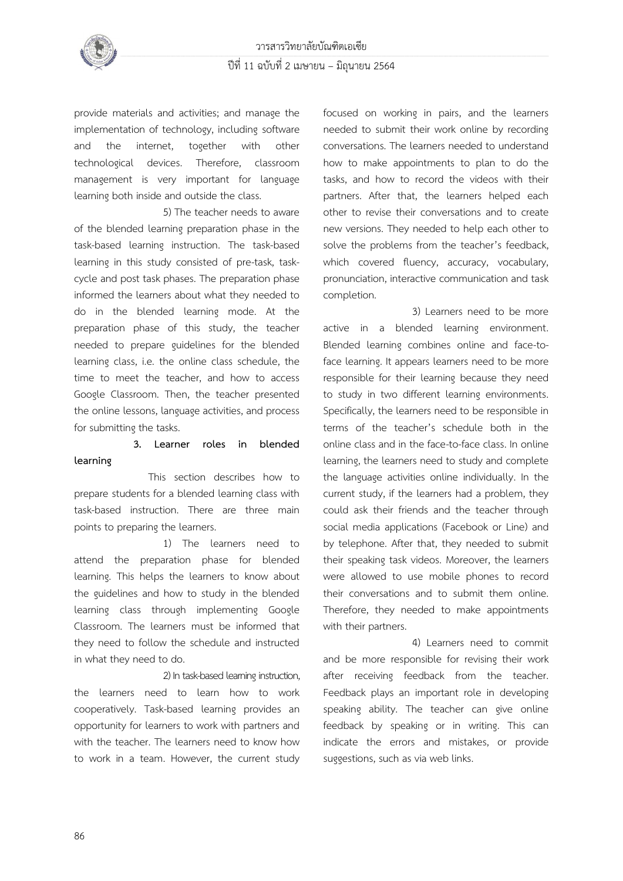provide materials and activities; and manage the implementation of technology, including software and the internet, together with other technological devices. Therefore, classroom management is very important for language learning both inside and outside the class.

5) The teacher needs to aware of the blended learning preparation phase in the task-based learning instruction. The task-based learning in this study consisted of pre-task, task-cycle and post task phases. The preparation phase informed the learners about what they needed to do in the blended learning mode. At the preparation phase of this study, the teacher needed to prepare guidelines for the blended learning class, i.e. the online class schedule, the time to meet the teacher, and how to access Google Classroom. Then, the teacher presented the online lessons, language activities, and process for submitting the tasks.

**3. Learner roles in blended learning**

This section describes how to prepare students for a blended learning class with task-based instruction. There are three main points to preparing the learners.

1) The learners need to attend the preparation phase for blended learning. This helps the learners to know about the guidelines and how to study in the blended learning class through implementing Google Classroom. The learners must be informed that they need to follow the schedule and instructed in what they need to do.

2) In task-based learning instruction, the learners need to learn how to work cooperatively. Task-based learning provides an opportunity for learners to work with partners and with the teacher. The learners need to know how to work in a team. However, the current study focused on working in pairs, and the learners needed to submit their work online by recording conversations. The learners needed to understand how to make appointments to plan to do the tasks, and how to record the videos with their partners. After that, the learners helped each other to revise their conversations and to create new versions. They needed to help each other to solve the problems from the teacher's feedback, which covered fluency, accuracy, vocabulary, pronunciation, interactive communication and task completion.

3) Learners need to be more active in a blended learning environment. Blended learning combines online and face-to-face learning. It appears learners need to be more responsible for their learning because they need to study in two different learning environments. Specifically, the learners need to be responsible in terms of the teacher's schedule both in the online class and in the face-to-face class. In online learning, the learners need to study and complete the language activities online individually. In the current study, if the learners had a problem, they could ask their friends and the teacher through social media applications (Facebook or Line) and by telephone. After that, they needed to submit their speaking task videos. Moreover, the learners were allowed to use mobile phones to record their conversations and to submit them online. Therefore, they needed to make appointments with their partners.

4) Learners need to commit and be more responsible for revising their work after receiving feedback from the teacher. Feedback plays an important role in developing speaking ability. The teacher can give online feedback by speaking or in writing. This can indicate the errors and mistakes, or provide suggestions, such as via web links.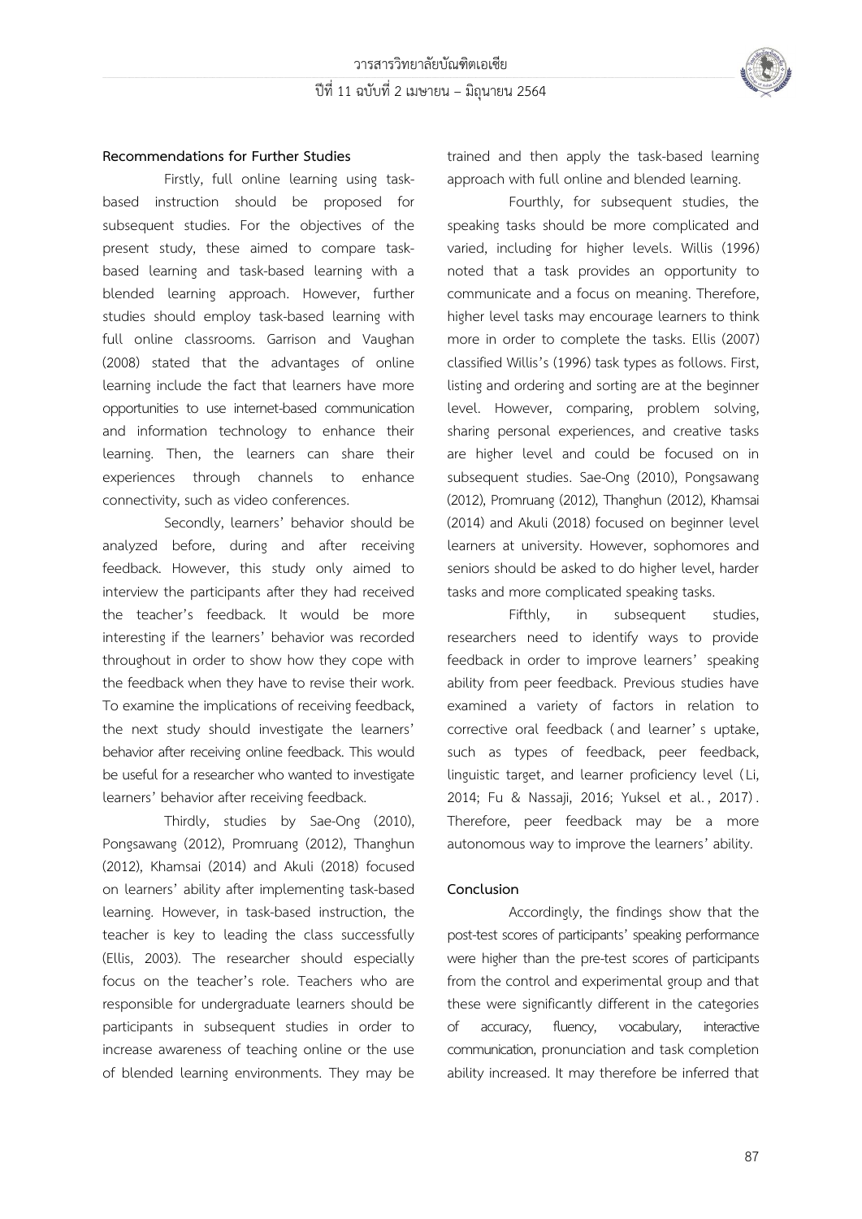## Recommendations for Further Studies

Firstly, full online learning using task-based instruction should be proposed for subsequent studies. For the objectives of the present study, these aimed to compare task-based learning and task-based learning with a blended learning approach. However, further studies should employ task-based learning with full online classrooms. Garrison and Vaughan (2008) stated that the advantages of online learning include the fact that learners have more opportunities to use internet-based communication and information technology to enhance their learning. Then, the learners can share their experiences through channels to enhance connectivity, such as video conferences.

Secondly, learners' behavior should be analyzed before, during and after receiving feedback. However, this study only aimed to interview the participants after they had received the teacher's feedback. It would be more interesting if the learners' behavior was recorded throughout in order to show how they cope with the feedback when they have to revise their work. To examine the implications of receiving feedback, the next study should investigate the learners' behavior after receiving online feedback. This would be useful for a researcher who wanted to investigate learners' behavior after receiving feedback.

Thirdly, studies by Sae-Ong (2010), Pongsawang (2012), Promruang (2012), Thanghun (2012), Khamsai (2014) and Akuli (2018) focused on learners' ability after implementing task-based learning. However, in task-based instruction, the teacher is key to leading the class successfully (Ellis, 2003). The researcher should especially focus on the teacher's role. Teachers who are responsible for undergraduate learners should be participants in subsequent studies in order to increase awareness of teaching online or the use of blended learning environments. They may be trained and then apply the task-based learning approach with full online and blended learning.

Fourthly, for subsequent studies, the speaking tasks should be more complicated and varied, including for higher levels. Willis (1996) noted that a task provides an opportunity to communicate and a focus on meaning. Therefore, higher level tasks may encourage learners to think more in order to complete the tasks. Ellis (2007) classified Willis's (1996) task types as follows. First, listing and ordering and sorting are at the beginner level. However, comparing, problem solving, sharing personal experiences, and creative tasks are higher level and could be focused on in subsequent studies. Sae-Ong (2010), Pongsawang (2012), Promruang (2012), Thanghun (2012), Khamsai (2014) and Akuli (2018) focused on beginner level learners at university. However, sophomores and seniors should be asked to do higher level, harder tasks and more complicated speaking tasks.

Fifthly, in subsequent studies, researchers need to identify ways to provide feedback in order to improve learners' speaking ability from peer feedback. Previous studies have examined a variety of factors in relation to corrective oral feedback (and learner's uptake, such as types of feedback, peer feedback, linguistic target, and learner proficiency level (Li, 2014; Fu & Nassaji, 2016; Yuksel et al., 2017). Therefore, peer feedback may be a more autonomous way to improve the learners' ability.

## Conclusion

Accordingly, the findings show that the post-test scores of participants' speaking performance were higher than the pre-test scores of participants from the control and experimental group and that these were significantly different in the categories of accuracy, fluency, vocabulary, interactive communication, pronunciation and task completion ability increased. It may therefore be inferred that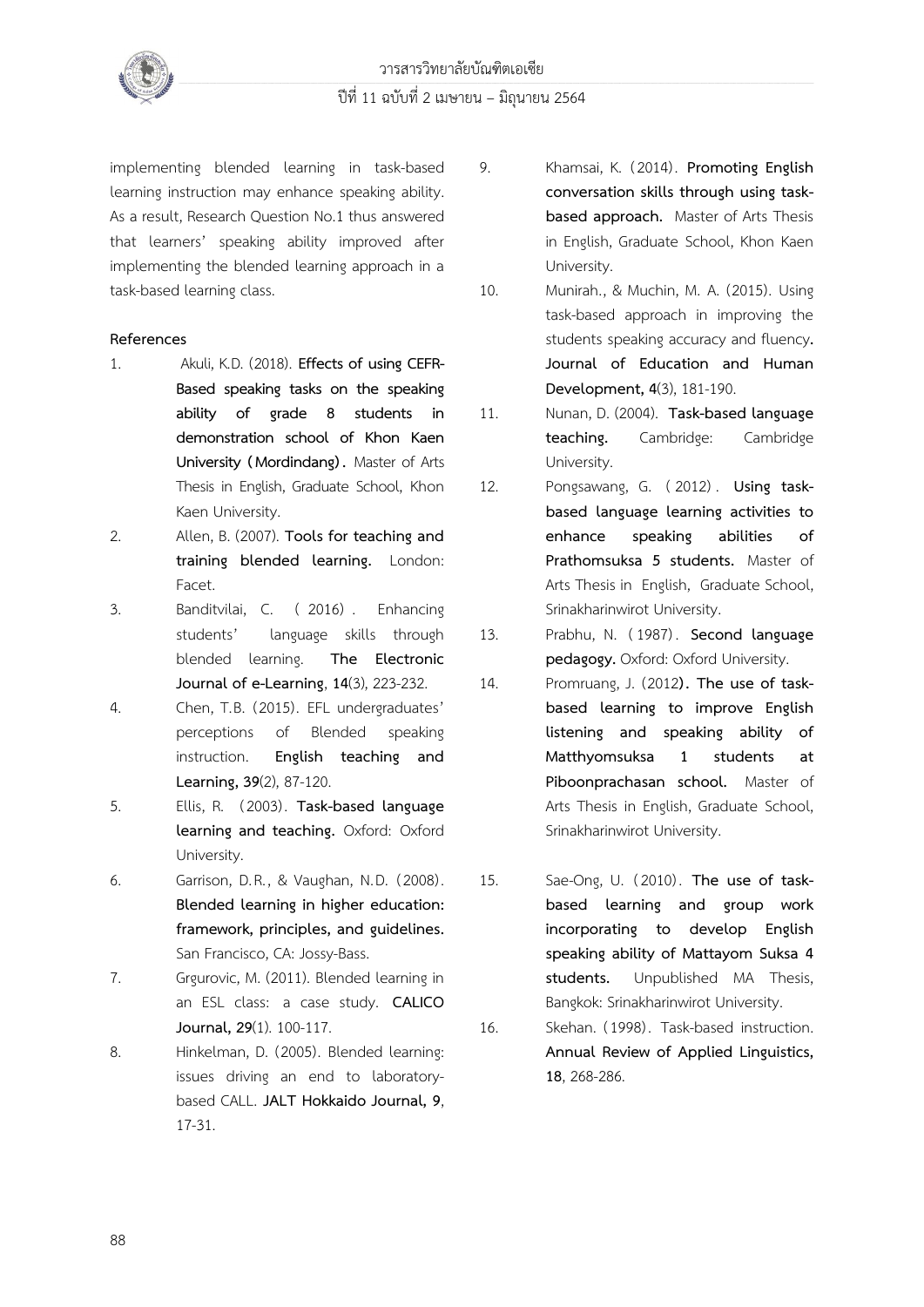implementing blended learning in task-based learning instruction may enhance speaking ability. As a result, Research Question No.1 thus answered that learners' speaking ability improved after implementing the blended learning approach in a task-based learning class.

**References**

1. Akuli, K.D. (2018). **Effects of using CEFR-Based speaking tasks on the speaking ability of grade 8 students in demonstration school of Khon Kaen University (Mordindang).** Master of Arts Thesis in English, Graduate School, Khon Kaen University.
2. Allen, B. (2007). **Tools for teaching and training blended learning.** London: Facet.
3. Banditvilai, C. (2016). Enhancing students' language skills through blended learning. **The Electronic Journal of e-Learning**, **14**(3), 223-232.
4. Chen, T.B. (2015). EFL undergraduates' perceptions of Blended speaking instruction. **English teaching and Learning, 39**(2), 87-120.
5. Ellis, R. (2003). **Task-based language learning and teaching.** Oxford: Oxford University.
6. Garrison, D.R., & Vaughan, N.D. (2008). **Blended learning in higher education: framework, principles, and guidelines.** San Francisco, CA: Jossy-Bass.
7. Grgurovic, M. (2011). Blended learning in an ESL class: a case study. **CALICO Journal, 29**(1). 100-117.
8. Hinkelman, D. (2005). Blended learning: issues driving an end to laboratory-based CALL. **JALT Hokkaido Journal, 9**, 17-31.
9. Khamsai, K. (2014). **Promoting English conversation skills through using task-based approach.** Master of Arts Thesis in English, Graduate School, Khon Kaen University.
10. Munirah., & Muchin, M. A. (2015). Using task-based approach in improving the students speaking accuracy and fluency**. Journal of Education and Human Development, 4**(3), 181-190.
11. Nunan, D. (2004). **Task-based language teaching.** Cambridge: Cambridge University.
12. Pongsawang, G. (2012). **Using task-based language learning activities to enhance speaking abilities of Prathomsuksa 5 students.** Master of Arts Thesis in English, Graduate School, Srinakharinwirot University.
13. Prabhu, N. (1987). **Second language pedagogy.** Oxford: Oxford University.
14. Promruang, J. (2012**). The use of task-based learning to improve English listening and speaking ability of Matthyomsuksa 1 students at Piboonprachasan school.** Master of Arts Thesis in English, Graduate School, Srinakharinwirot University.
15. Sae-Ong, U. (2010). **The use of task-based learning and group work incorporating to develop English speaking ability of Mattayom Suksa 4 students.** Unpublished MA Thesis, Bangkok: Srinakharinwirot University.
16. Skehan. (1998). Task-based instruction. **Annual Review of Applied Linguistics, 18**, 268-286.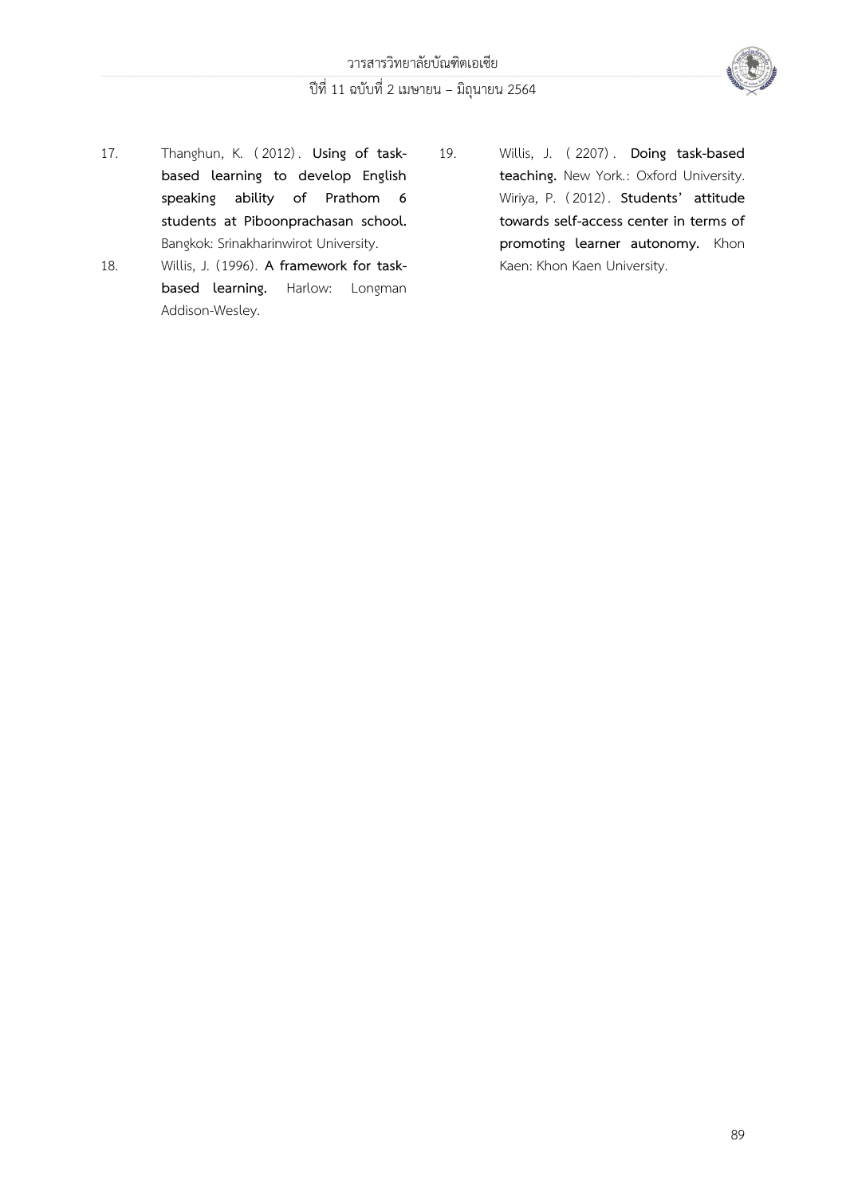17. Thanghun, K. (2012). **Using of task-based learning to develop English speaking ability of Prathom 6 students at Piboonprachasan school.** Bangkok: Srinakharinwirot University.
18. Willis, J. (1996). **A framework for task-based learning.** Harlow: Longman Addison-Wesley.
19. Willis, J. (2207). **Doing task-based teaching.** New York.: Oxford University. Wiriya, P. (2012). **Students' attitude towards self-access center in terms of promoting learner autonomy.** Khon Kaen: Khon Kaen University.